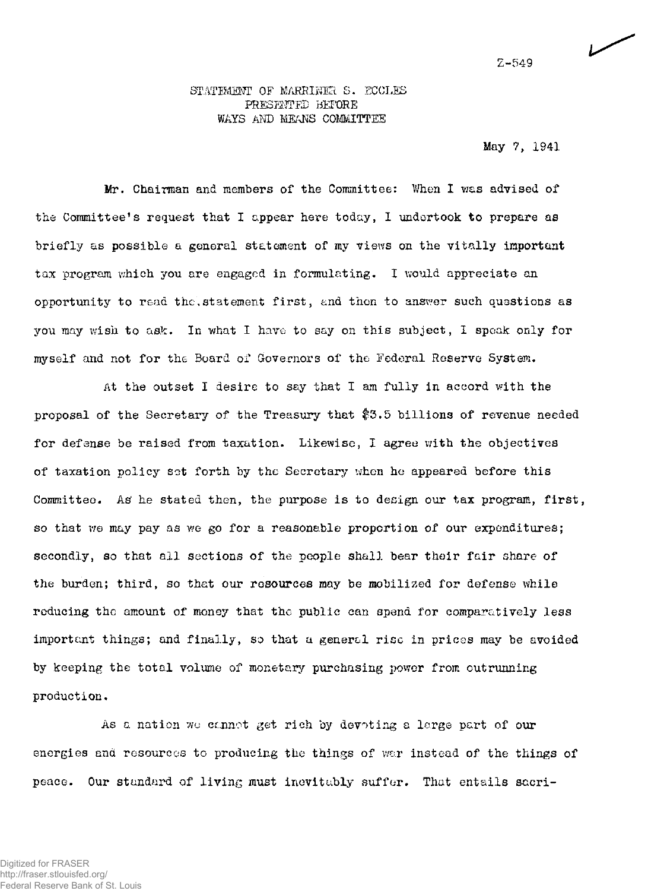Z-549

# STATEMENT OF MARRINER S. ECCLES PRESENTED BEFORE WAYS AND MEANS COMMITTEE

May 7, 1941

Mr. Chairman and members of the Committee: When I was advised of the Committee's request that I appear here today, I undertook to prepare as briefly as possible a general statement of my views on the vitally important tax program which you are engaged in formulating. I would appreciate an opportunity to read the statement first, and then to answer such questions as you may wish to ask. In what I have to say on this subject, I speak only for myself and not for the Board of Governors of the Federal Reserve System.

At the outset I desire to say that I am fully in accord with the proposal of the Secretary of the Treasury that $3.5 billions of revenue needed for defense be raised from taxation. Likewise, I agree with the objectives of taxation policy set forth by the Secretary when he appeared before this Committee. As he stated then, the purpose is to design our tax program, first, so that we may pay as we go for a reasonable proportion of our expenditures; secondly, so that all sections of the people shall bear their fair share of the burden; third, so that our resources may be mobilized for defense while reducing the amount of money that the public can spend for comparatively less important things; and finally, so that a general rise in prices may be avoided by keeping the total volume of monetary purchasing power from outrunning production.

As a nation we cannot get rich by devoting a large part of our energies and resources to producing the things of war instead of the things of peace. Our standard of living must inevitably suffer. That entails sacri-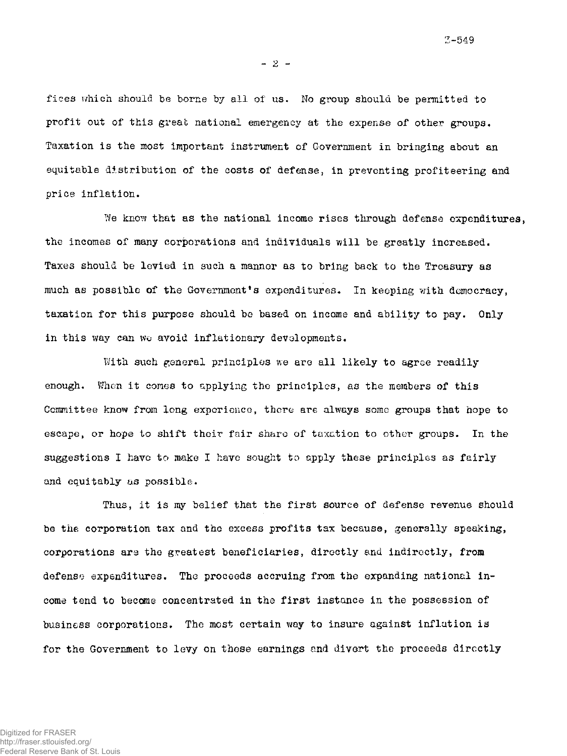fices which should be borne by all of us. No group should be permitted to profit out of this great national emergency at the expense of other groups. Taxation is the most important instrument of Government in bringing about an equitable distribution of the costs of defense, in preventing profiteering and price inflation.

We know that as the national income rises through defense expenditures, the incomes of many corporations and individuals will be greatly increased. Taxes should be levied in such a manner as to bring back to the Treasury as much as possible of the Government's expenditures. In keeping with democracy, taxation for this purpose should be based on income and ability to pay. Only in this way can we avoid inflationary developments.

With such general principles we are all likely to agree readily enough. When it comes to applying the principles, as the members of this Committee know from long experience, there are always some groups that hope to escape, or hope to shift their fair share of taxation to other groups. In the suggestions I have to make I have sought to apply these principles as fairly and equitably as possible.

Thus, it is my belief that the first source of defense revenue should be the corporation tax and the excess profits tax because, generally speaking, corporations are the greatest beneficiaries, directly and indirectly, from defense expenditures. The proceeds accruing from the expanding national income tend to become concentrated in the first instance in the possession of business corporations. The most certain way to insure against inflation is for the Government to levy on these earnings and divert the proceeds directly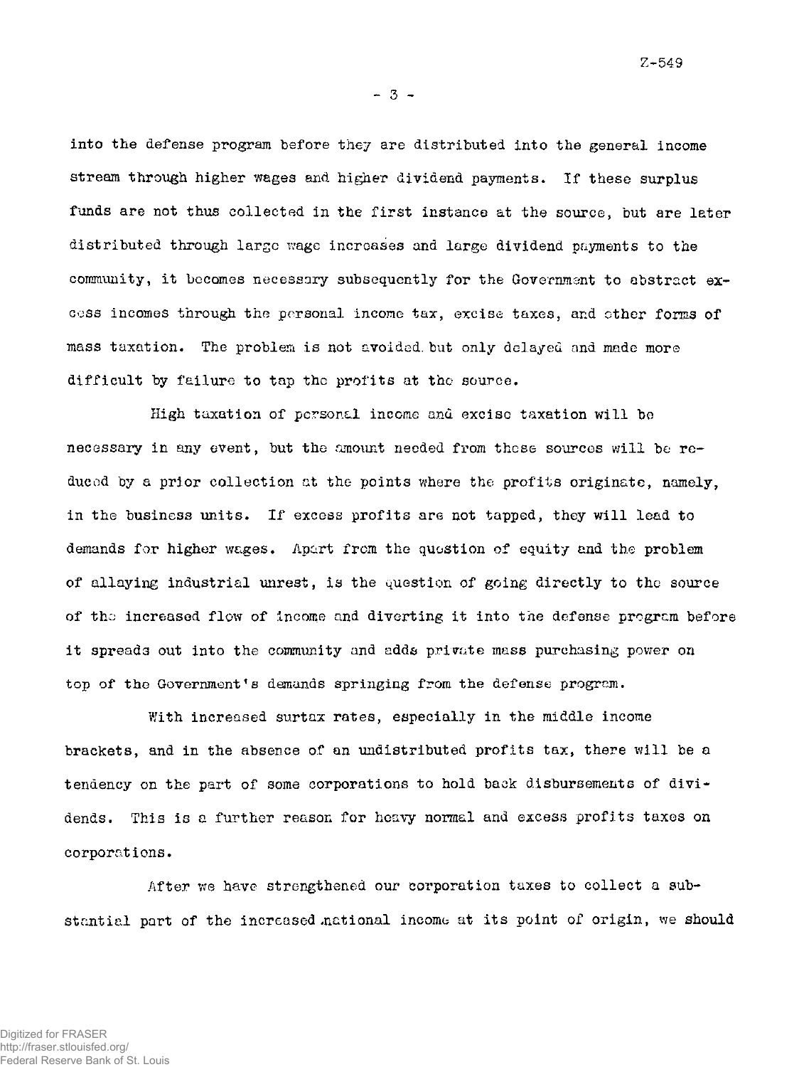into the defense program before they are distributed into the general income stream through higher wages and higher dividend payments. If these surplus funds are not thus collected in the first instance at the source, but are later distributed through large wage increases and large dividend payments to the community, it becomes necessary subsequently for the Government to abstract excess incomes through the personal income tax, excise taxes, and other forms of mass taxation. The problem is not avoided but only delayed and made more difficult by failure to tap the profits at the source.

High taxation of personal income and excise taxation will be necessary in any event, but the amount needed from these sources will be reduced by a prior collection at the points where the profits originate, namely, in the business units. If excess profits are not tapped, they will lead to demands for higher wages. Apart from the question of equity and the problem of allaying industrial unrest, is the question of going directly to the source of the increased flow of income and diverting it into the defense program before it spreads out into the community and adds private mass purchasing power on top of the Government's demands springing from the defense program.

With increased surtax rates, especially in the middle income brackets, and in the absence of an undistributed profits tax, there will be a tendency on the part of some corporations to hold back disbursements of dividends. This is a further reason for heavy normal and excess profits taxes on corporations.

After we have strengthened our corporation taxes to collect a substantial part of the increased national income at its point of origin, we should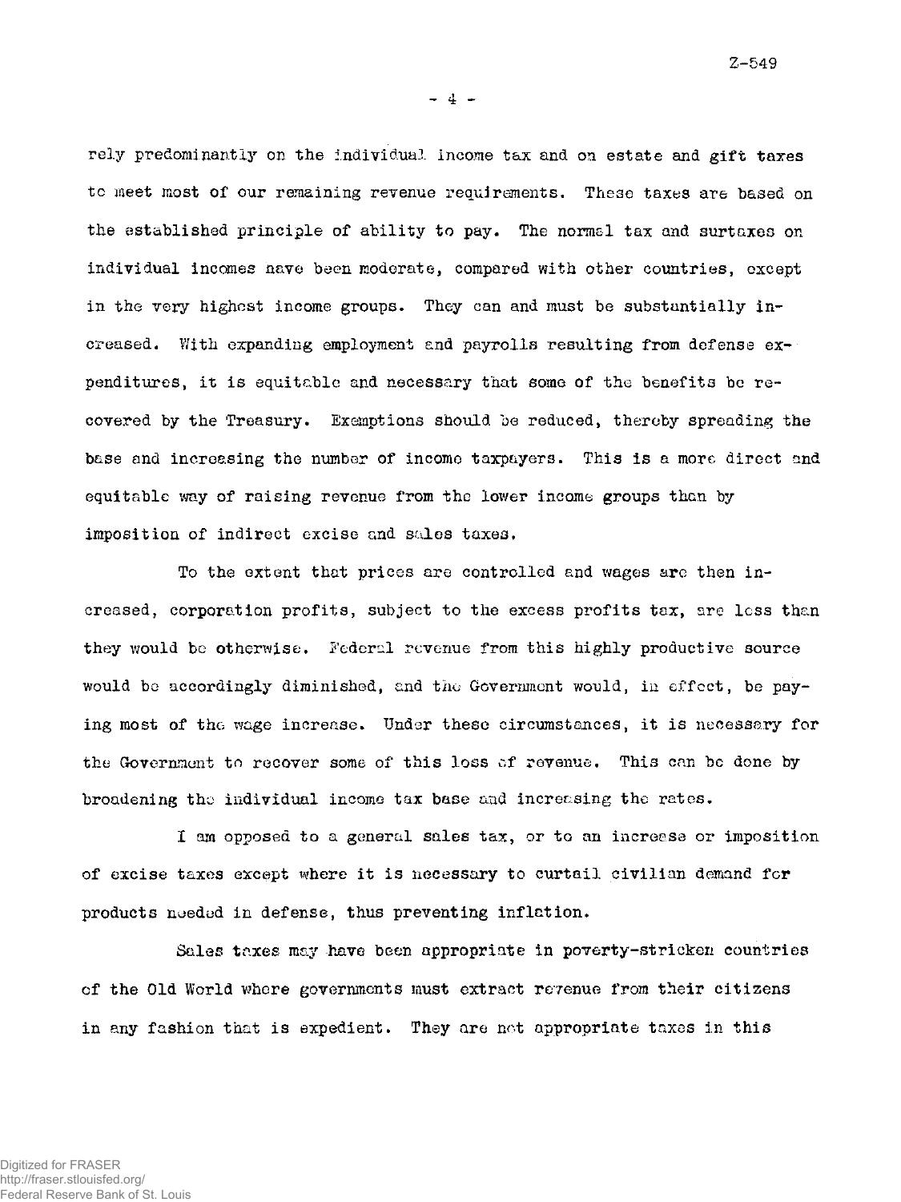rely predominantly on the individual income tax and on estate and gift taxes to meet most of our remaining revenue requirements. These taxes are based on the established principle of ability to pay. The normal tax and surtaxes on individual incomes have been moderate, compared with other countries, except in the very highest income groups. They can and must be substantially increased. With expanding employment and payrolls resulting from defense expenditures, it is equitable and necessary that some of the benefits be recovered by the Treasury. Exemptions should be reduced, thereby spreading the base and increasing the number of income taxpayers. This is a more direct and equitable way of raising revenue from the lower income groups than by imposition of indirect excise and sales taxes.

To the extent that prices are controlled and wages are then increased, corporation profits, subject to the excess profits tax, are less than they would be otherwise. Federal revenue from this highly productive source would be accordingly diminished, and the Government would, in effect, be paying most of the wage increase. Under these circumstances, it is necessary for the Government to recover some of this loss of revenue. This can be done by broadening the individual income tax base and increasing the rates.

I am opposed to a general sales tax, or to an increase or imposition of excise taxes except where it is necessary to curtail civilian demand for products needed in defense, thus preventing inflation.

Sales taxes may have been appropriate in poverty-stricken countries of the Old World where governments must extract revenue from their citizens in any fashion that is expedient. They are not appropriate taxes in this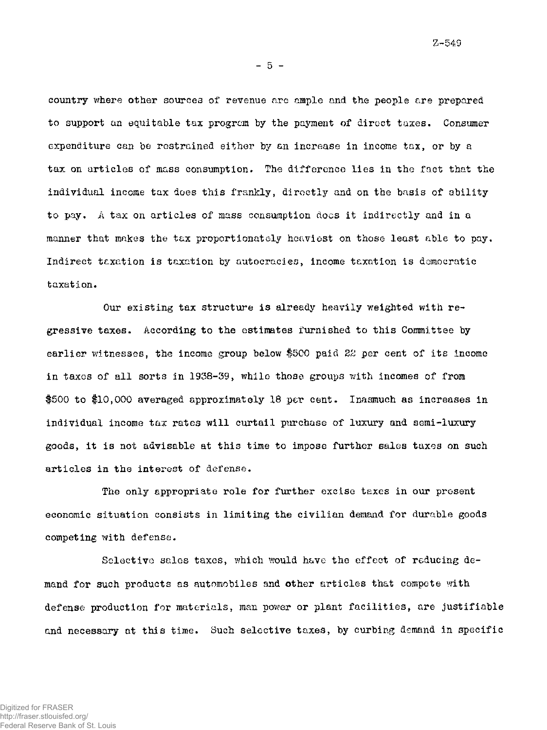country where other sources of revenue are ample and the people are prepared to support an equitable tax program by the payment of direct taxes. Consumer expenditure can be restrained either by an increase in income tax, or by a tax on articles of mass consumption. The difference lies in the fact that the individual income tax does this frankly, directly and on the basis of ability to pay. A tax on articles of mass consumption does it indirectly and in a manner that makes the tax proportionately heaviest on those least able to pay. Indirect taxation is taxation by autocracies, income taxation is democratic taxation.

Our existing tax structure is already heavily weighted with regressive taxes. According to the estimates furnished to this Committee by earlier witnesses, the income group below $500 paid 22 per cent of its income in taxes of all sorts in 1938-39, while those groups with incomes of from $500 to $10,000 averaged approximately 18 per cent. Inasmuch as increases in individual income tax rates will curtail purchase of luxury and semi-luxury goods, it is not advisable at this time to impose further sales taxes on such articles in the interest of defense.

The only appropriate role for further excise taxes in our present economic situation consists in limiting the civilian demand for durable goods competing with defense.

Selective sales taxes, which would have the effect of reducing demand for such products as automobiles and other articles that compete with defense production for materials, man power or plant facilities, are justifiable and necessary at this time. Such selective taxes, by curbing demand in specific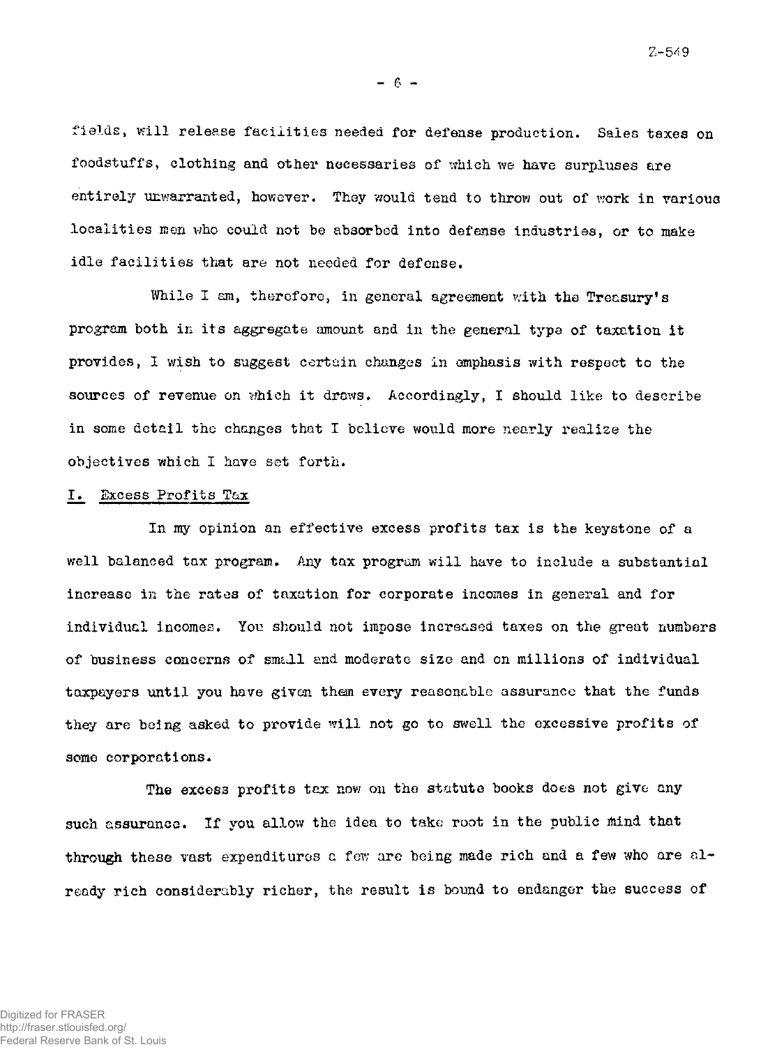fields, will release facilities needed for defense production. Sales taxes on foodstuffs, clothing and other necessaries of which we have surpluses are entirely unwarranted, however. They would tend to throw out of work in various localities men who could not be absorbed into defense industries, or to make idle facilities that are not needed for defense.

While I am, therefore, in general agreement with the Treasury's program both in its aggregate amount and in the general type of taxation it provides, I wish to suggest certain changes in emphasis with respect to the sources of revenue on which it draws. Accordingly, I should like to describe in some detail the changes that I believe would more nearly realize the objectives which I have set forth.

## I. Excess Profits Tax

In my opinion an effective excess profits tax is the keystone of a well balanced tax program. Any tax program will have to include a substantial increase in the rates of taxation for corporate incomes in general and for individual incomes. You should not impose increased taxes on the great numbers of business concerns of small and moderate size and on millions of individual taxpayers until you have given them every reasonable assurance that the funds they are being asked to provide will not go to swell the excessive profits of some corporations.

The excess profits tax now on the statute books does not give any such assurance. If you allow the idea to take root in the public mind that through these vast expenditures a few are being made rich and a few who are already rich considerably richer, the result is bound to endanger the success of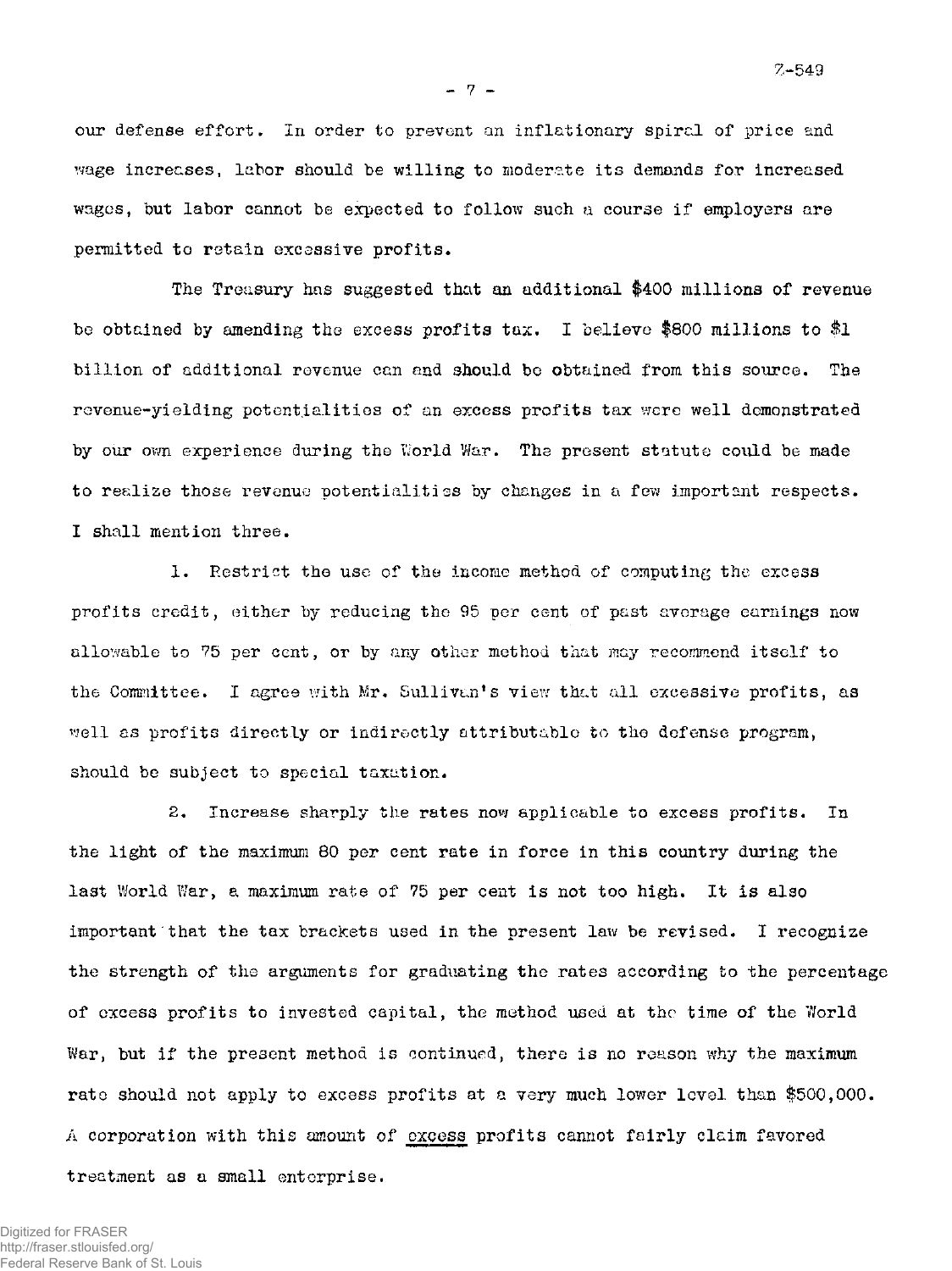our defense effort. In order to prevent an inflationary spiral of price and wage increases, labor should be willing to moderate its demands for increased wages, but labor cannot be expected to follow such a course if employers are permitted to retain excessive profits.

The Treasury has suggested that an additional $400 millions of revenue be obtained by amending the excess profits tax. I believe $800 millions to $1 billion of additional revenue can and should be obtained from this source. The revenue-yielding potentialities of an excess profits tax were well demonstrated by our own experience during the World War. The present statute could be made to realize those revenue potentialities by changes in a few important respects. I shall mention three.

1. Restrict the use of the income method of computing the excess profits credit, either by reducing the 95 per cent of past average earnings now allowable to 75 per cent, or by any other method that may recommend itself to the Committee. I agree with Mr. Sullivan's view that all excessive profits, as well as profits directly or indirectly attributable to the defense program, should be subject to special taxation.

2. Increase sharply the rates now applicable to excess profits. In the light of the maximum 80 per cent rate in force in this country during the last World War, a maximum rate of 75 per cent is not too high. It is also important that the tax brackets used in the present law be revised. I recognize the strength of the arguments for graduating the rates according to the percentage of excess profits to invested capital, the method used at the time of the World War, but if the present method is continued, there is no reason why the maximum rate should not apply to excess profits at a very much lower level than $500,000. A corporation with this amount of <u>excess</u> profits cannot fairly claim favored treatment as a small enterprise.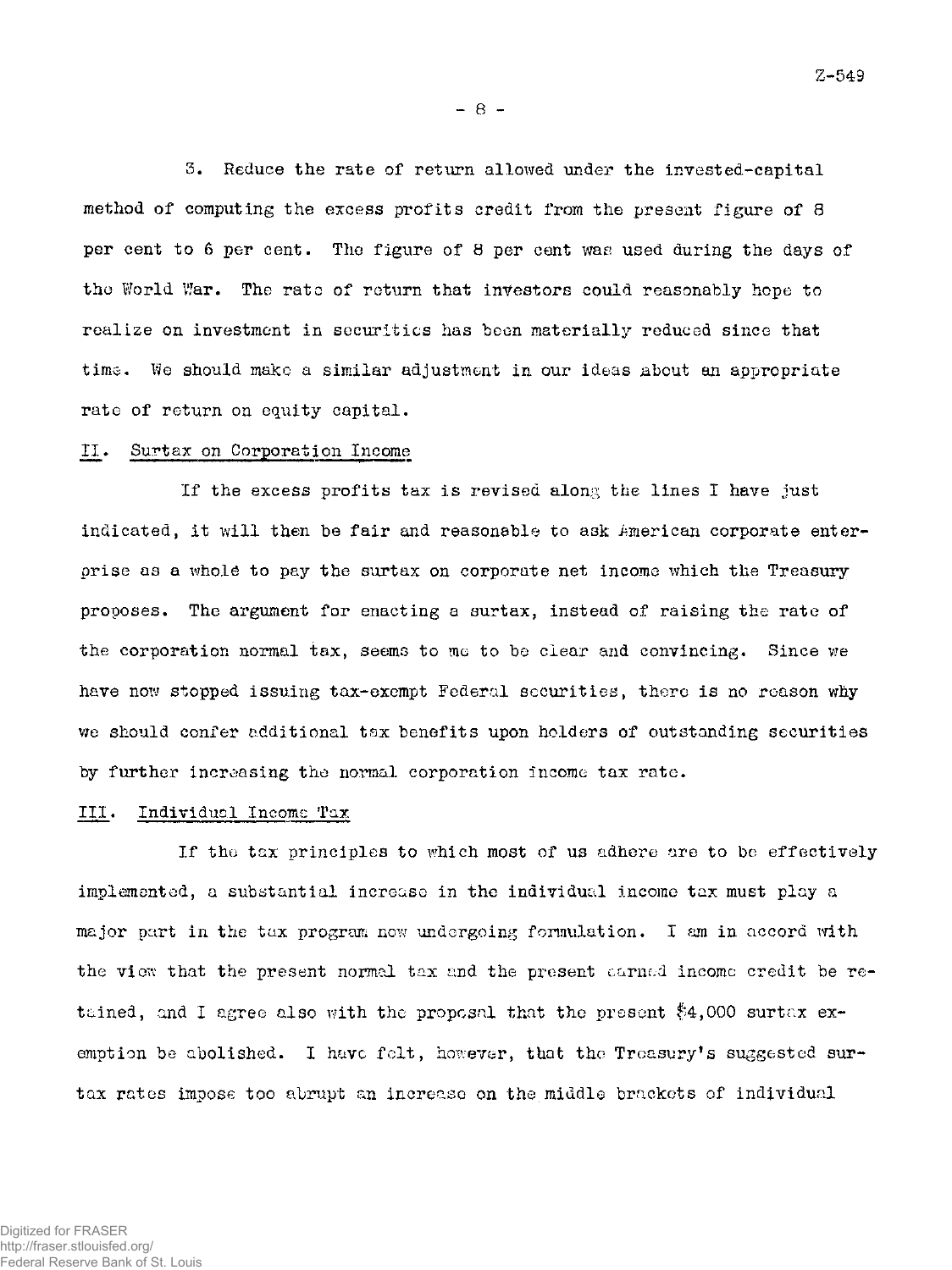3. Reduce the rate of return allowed under the invested-capital method of computing the excess profits credit from the present figure of 8 per cent to 6 per cent. The figure of 8 per cent was used during the days of the World War. The rate of return that investors could reasonably hope to realize on investment in securities has been materially reduced since that time. We should make a similar adjustment in our ideas about an appropriate rate of return on equity capital.

## II. Surtax on Corporation Income

If the excess profits tax is revised along the lines I have just indicated, it will then be fair and reasonable to ask American corporate enterprise as a whole to pay the surtax on corporate net income which the Treasury proposes. The argument for enacting a surtax, instead of raising the rate of the corporation normal tax, seems to me to be clear and convincing. Since we have now stopped issuing tax-exempt Federal securities, there is no reason why we should confer additional tax benefits upon holders of outstanding securities by further increasing the normal corporation income tax rate.

## III. Individual Income Tax

If the tax principles to which most of us adhere are to be effectively implemented, a substantial increase in the individual income tax must play a major part in the tax program now undergoing formulation. I am in accord with the view that the present normal tax and the present earned income credit be retained, and I agree also with the proposal that the present $4,000 surtax exemption be abolished. I have felt, however, that the Treasury's suggested surtax rates impose too abrupt an increase on the middle brackets of individual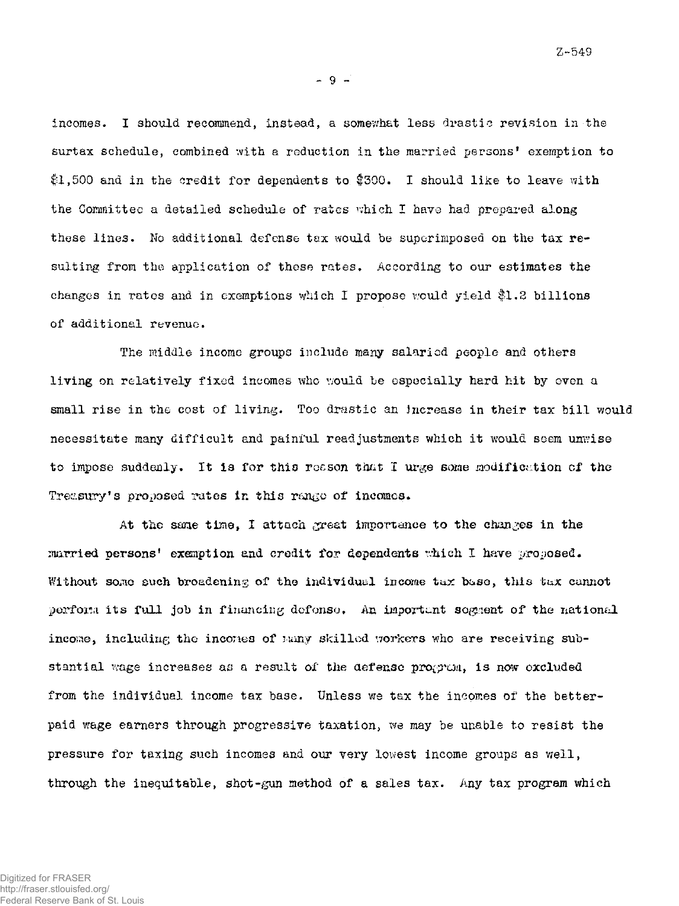incomes. I should recommend, instead, a somewhat less drastic revision in the surtax schedule, combined with a reduction in the married persons' exemption to $1,500 and in the credit for dependents to $300. I should like to leave with the Committee a detailed schedule of rates which I have had prepared along these lines. No additional defense tax would be superimposed on the tax resulting from the application of these rates. According to our estimates the changes in rates and in exemptions which I propose would yield $1.2 billions of additional revenue.

The middle income groups include many salaried people and others living on relatively fixed incomes who would be especially hard hit by even a small rise in the cost of living. Too drastic an increase in their tax bill would necessitate many difficult and painful readjustments which it would seem unwise to impose suddenly. It is for this reason that I urge some modification of the Treasury's proposed rates in this range of incomes.

At the same time, I attach great importance to the changes in the married persons' exemption and credit for dependents which I have proposed. Without some such broadening of the individual income tax base, this tax cannot perform its full job in financing defense. An important segment of the national income, including the incomes of many skilled workers who are receiving substantial wage increases as a result of the defense program, is now excluded from the individual income tax base. Unless we tax the incomes of the better-paid wage earners through progressive taxation, we may be unable to resist the pressure for taxing such incomes and our very lowest income groups as well, through the inequitable, shot-gun method of a sales tax. Any tax program which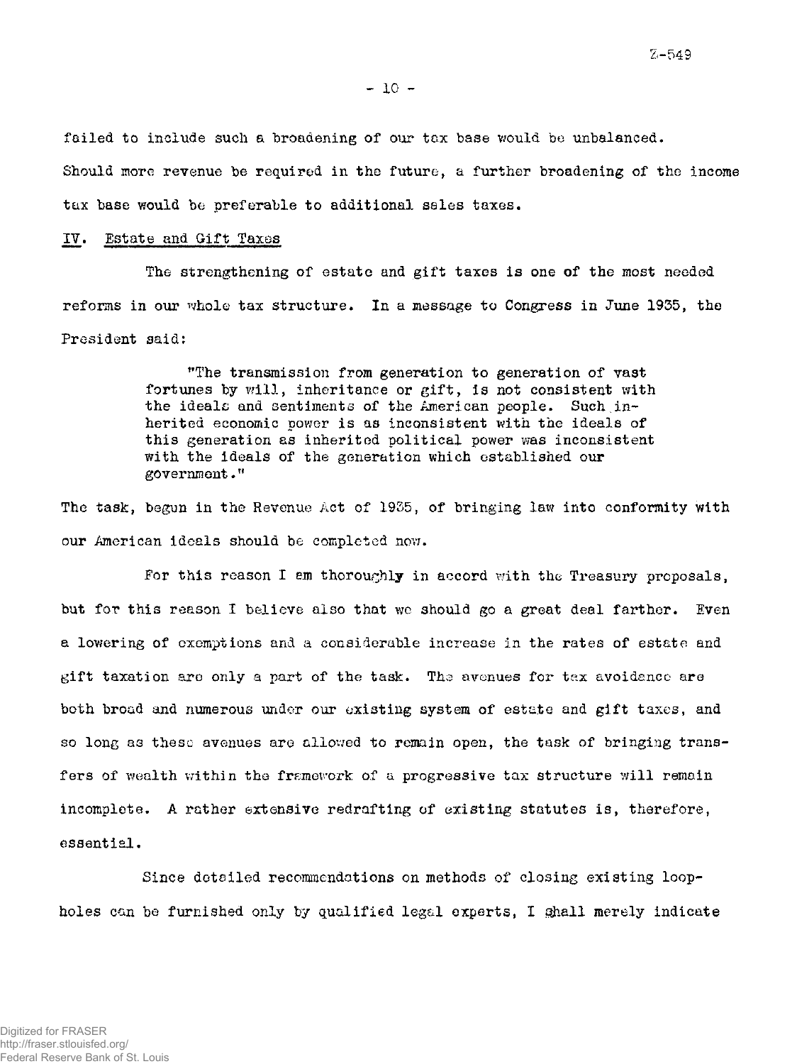failed to include such a broadening of our tax base would be unbalanced. Should more revenue be required in the future, a further broadening of the income tax base would be preferable to additional sales taxes.

## IV. Estate and Gift Taxes

The strengthening of estate and gift taxes is one of the most needed reforms in our whole tax structure. In a message to Congress in June 1935, the President said:

> "The transmission from generation to generation of vast fortunes by will, inheritance or gift, is not consistent with the ideals and sentiments of the American people. Such inherited economic power is as inconsistent with the ideals of this generation as inherited political power was inconsistent with the ideals of the generation which established our government."

The task, begun in the Revenue Act of 1935, of bringing law into conformity with our American ideals should be completed now.

For this reason I am thoroughly in accord with the Treasury proposals, but for this reason I believe also that we should go a great deal farther. Even a lowering of exemptions and a considerable increase in the rates of estate and gift taxation are only a part of the task. The avenues for tax avoidance are both broad and numerous under our existing system of estate and gift taxes, and so long as these avenues are allowed to remain open, the task of bringing transfers of wealth within the framework of a progressive tax structure will remain incomplete. A rather extensive redrafting of existing statutes is, therefore, essential.

Since detailed recommendations on methods of closing existing loopholes can be furnished only by qualified legal experts, I shall merely indicate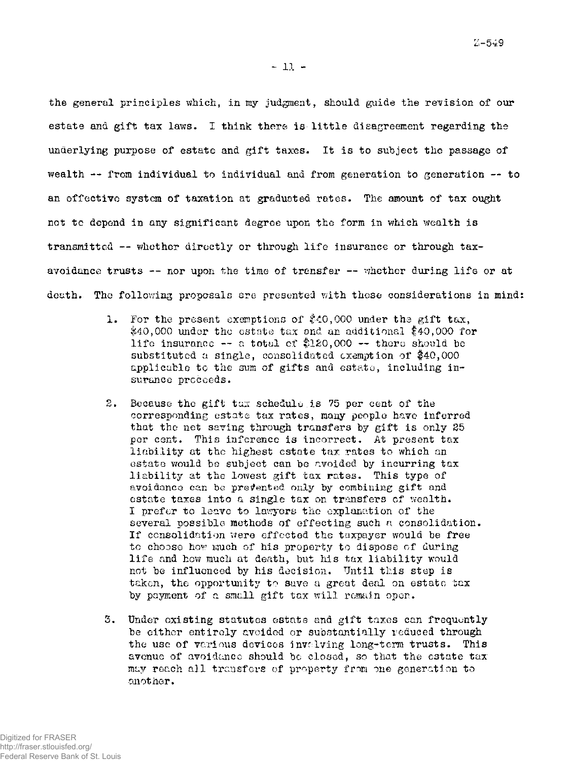the general principles which, in my judgment, should guide the revision of our estate and gift tax laws. I think there is little disagreement regarding the underlying purpose of estate and gift taxes. It is to subject the passage of wealth -- from individual to individual and from generation to generation -- to an effective system of taxation at graduated rates. The amount of tax ought not to depend in any significant degree upon the form in which wealth is transmitted -- whether directly or through life insurance or through tax-avoidance trusts -- nor upon the time of transfer -- whether during life or at death. The following proposals are presented with these considerations in mind:

1. For the present exemptions of $40,000 under the gift tax, $40,000 under the estate tax and an additional $40,000 for life insurance -- a total of $120,000 -- there should be substituted a single, consolidated exemption of $40,000 applicable to the sum of gifts and estate, including insurance proceeds.

2. Because the gift tax schedule is 75 per cent of the corresponding estate tax rates, many people have inferred that the net saving through transfers by gift is only 25 per cent. This inference is incorrect. At present tax liability at the highest estate tax rates to which an estate would be subject can be avoided by incurring tax liability at the lowest gift tax rates. This type of avoidance can be prevented only by combining gift and estate taxes into a single tax on transfers of wealth. I prefer to leave to lawyers the explanation of the several possible methods of effecting such a consolidation. If consolidation were effected the taxpayer would be free to choose how much of his property to dispose of during life and how much at death, but his tax liability would not be influenced by his decision. Until this step is taken, the opportunity to save a great deal on estate tax by payment of a small gift tax will remain open.

3. Under existing statutes estate and gift taxes can frequently be either entirely avoided or substantially reduced through the use of various devices involving long-term trusts. This avenue of avoidance should be closed, so that the estate tax may reach all transfers of property from one generation to another.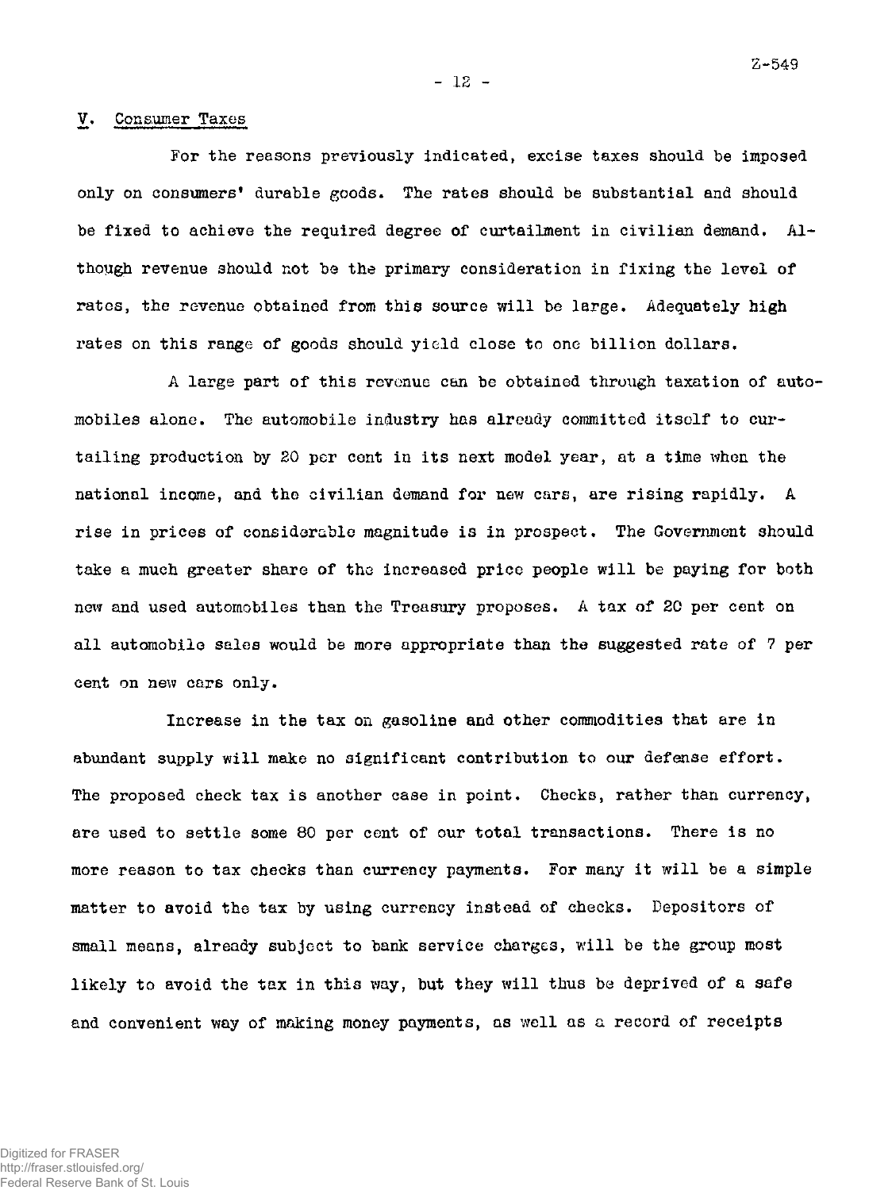## V. Consumer Taxes

For the reasons previously indicated, excise taxes should be imposed only on consumers' durable goods. The rates should be substantial and should be fixed to achieve the required degree of curtailment in civilian demand. Although revenue should not be the primary consideration in fixing the level of rates, the revenue obtained from this source will be large. Adequately high rates on this range of goods should yield close to one billion dollars.

A large part of this revenue can be obtained through taxation of automobiles alone. The automobile industry has already committed itself to curtailing production by 20 per cent in its next model year, at a time when the national income, and the civilian demand for new cars, are rising rapidly. A rise in prices of considerable magnitude is in prospect. The Government should take a much greater share of the increased price people will be paying for both new and used automobiles than the Treasury proposes. A tax of 20 per cent on all automobile sales would be more appropriate than the suggested rate of 7 per cent on new cars only.

Increase in the tax on gasoline and other commodities that are in abundant supply will make no significant contribution to our defense effort. The proposed check tax is another case in point. Checks, rather than currency, are used to settle some 80 per cent of our total transactions. There is no more reason to tax checks than currency payments. For many it will be a simple matter to avoid the tax by using currency instead of checks. Depositors of small means, already subject to bank service charges, will be the group most likely to avoid the tax in this way, but they will thus be deprived of a safe and convenient way of making money payments, as well as a record of receipts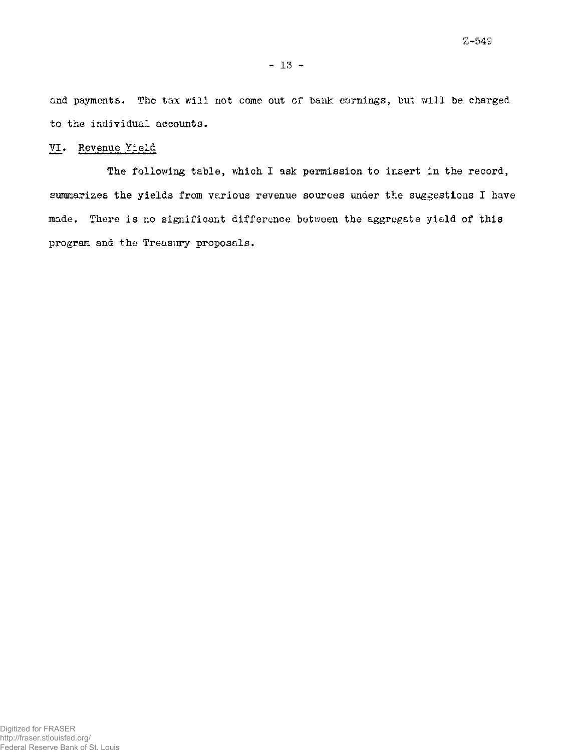and payments. The tax will not come out of bank earnings, but will be charged to the individual accounts.

## VI. Revenue Yield

The following table, which I ask permission to insert in the record, summarizes the yields from various revenue sources under the suggestions I have made. There is no significant difference between the aggregate yield of this program and the Treasury proposals.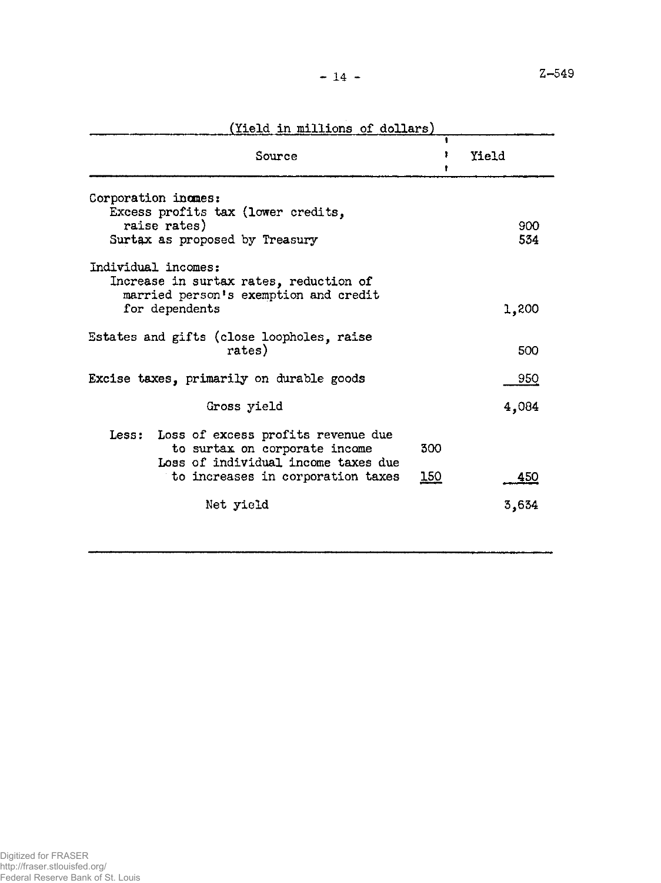(Yield in millions of dollars)

| Source | | Yield |
|---|---|---|
| Corporation incomes: | | |
| Excess profits tax (lower credits, raise rates) | | 900 |
| Surtax as proposed by Treasury | | 534 |
| Individual incomes: | | |
| Increase in surtax rates, reduction of married person's exemption and credit for dependents | | 1,200 |
| Estates and gifts (close loopholes, raise rates) | | 500 |
| Excise taxes, primarily on durable goods | | 950 |
| Gross yield | | 4,084 |
| Less: Loss of excess profits revenue due to surtax on corporate income | 300 | |
| Loss of individual income taxes due to increases in corporation taxes | 150 | 450 |
| Net yield | | 3,634 |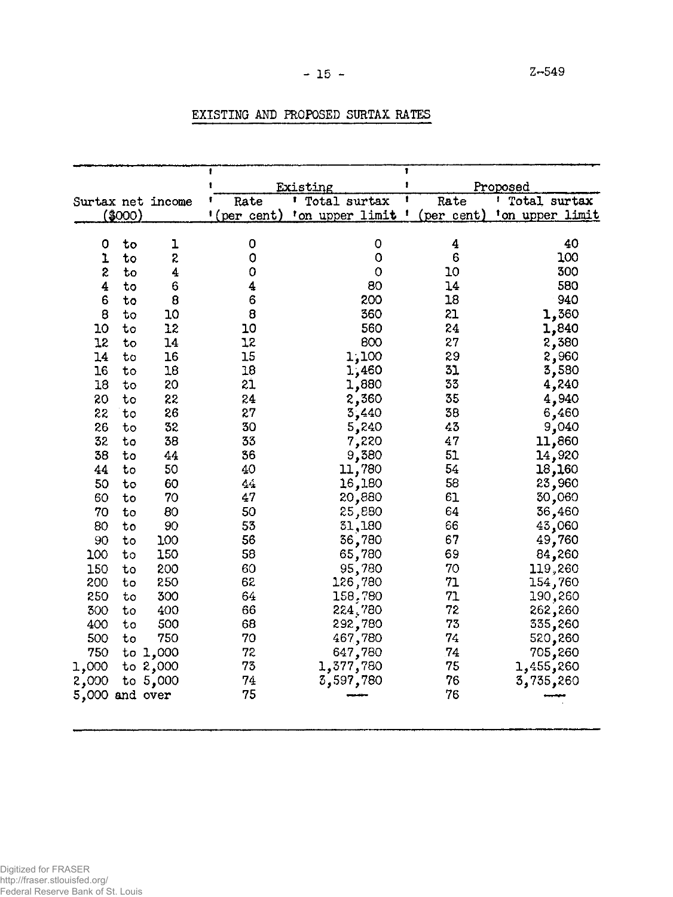Z-549

# EXISTING AND PROPOSED SURTAX RATES

| Surtax net income ($000) | Existing | | Proposed | |
|---|---|---|---|---|
| | Rate (per cent) | Total surtax on upper limit | Rate (per cent) | Total surtax on upper limit |
| 0 to 1 | 0 | 0 | 4 | 40 |
| 1 to 2 | 0 | 0 | 6 | 100 |
| 2 to 4 | 0 | 0 | 10 | 300 |
| 4 to 6 | 4 | 80 | 14 | 580 |
| 6 to 8 | 6 | 200 | 18 | 940 |
| 8 to 10 | 8 | 360 | 21 | 1,360 |
| 10 to 12 | 10 | 560 | 24 | 1,840 |
| 12 to 14 | 12 | 800 | 27 | 2,380 |
| 14 to 16 | 15 | 1,100 | 29 | 2,960 |
| 16 to 18 | 18 | 1,460 | 31 | 3,580 |
| 18 to 20 | 21 | 1,880 | 33 | 4,240 |
| 20 to 22 | 24 | 2,360 | 35 | 4,940 |
| 22 to 26 | 27 | 3,440 | 38 | 6,460 |
| 26 to 32 | 30 | 5,240 | 43 | 9,040 |
| 32 to 38 | 33 | 7,220 | 47 | 11,860 |
| 38 to 44 | 36 | 9,380 | 51 | 14,920 |
| 44 to 50 | 40 | 11,780 | 54 | 18,160 |
| 50 to 60 | 44 | 16,180 | 58 | 23,960 |
| 60 to 70 | 47 | 20,880 | 61 | 30,060 |
| 70 to 80 | 50 | 25,880 | 64 | 36,460 |
| 80 to 90 | 53 | 31,180 | 66 | 43,060 |
| 90 to 100 | 56 | 36,780 | 67 | 49,760 |
| 100 to 150 | 58 | 65,780 | 69 | 84,260 |
| 150 to 200 | 60 | 95,780 | 70 | 119,260 |
| 200 to 250 | 62 | 126,780 | 71 | 154,760 |
| 250 to 300 | 64 | 158,780 | 71 | 190,260 |
| 300 to 400 | 66 | 224,780 | 72 | 262,260 |
| 400 to 500 | 68 | 292,780 | 73 | 335,260 |
| 500 to 750 | 70 | 467,780 | 74 | 520,260 |
| 750 to 1,000 | 72 | 647,780 | 74 | 705,260 |
| 1,000 to 2,000 | 73 | 1,377,780 | 75 | 1,455,260 |
| 2,000 to 5,000 | 74 | 3,597,780 | 76 | 3,735,260 |
| 5,000 and over | 75 | --- | 76 | --- |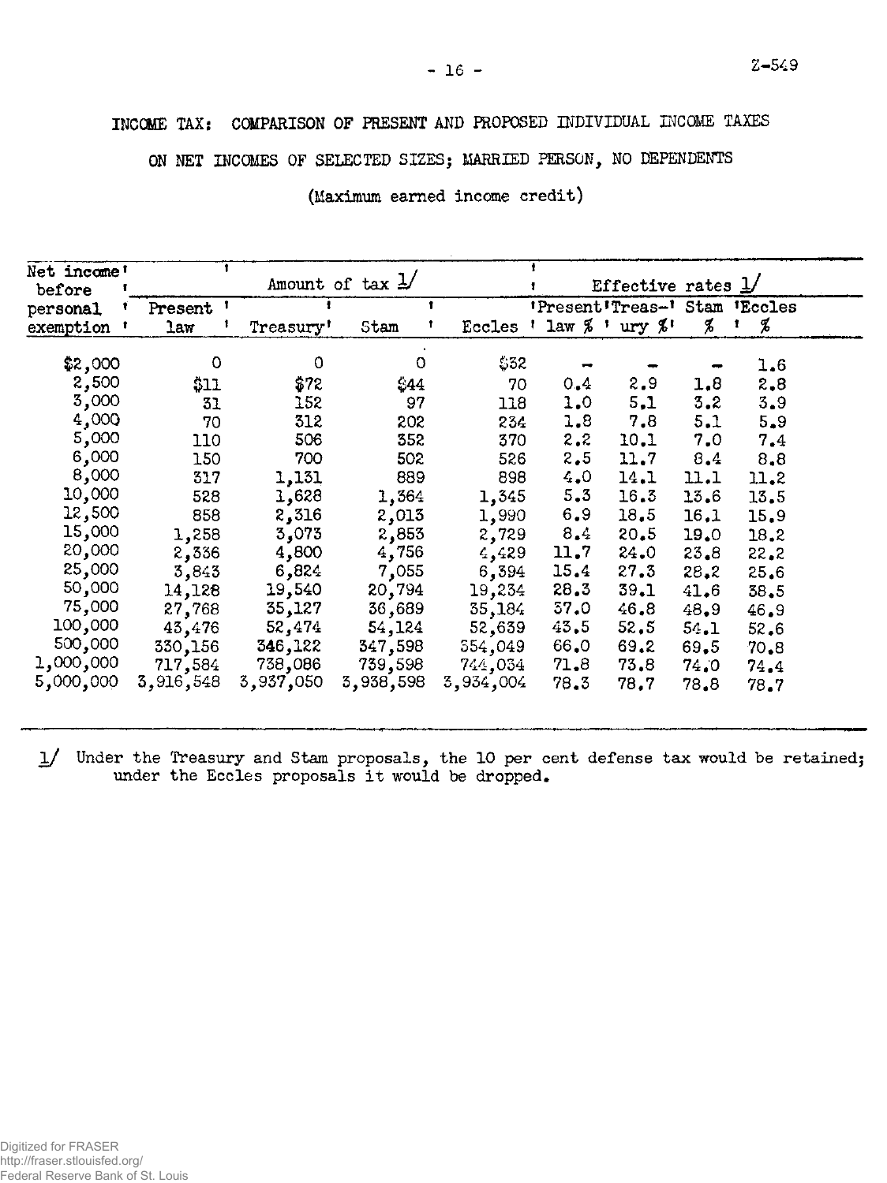Z-549

INCOME TAX: COMPARISON OF PRESENT AND PROPOSED INDIVIDUAL INCOME TAXES

ON NET INCOMES OF SELECTED SIZES; MARRIED PERSON, NO DEPENDENTS

(Maximum earned income credit)

| Net income before personal exemption | Amount of tax 1/ | | | | Effective rates 1/ | | | |
|---|---|---|---|---|---|---|---|---|
| | Present law | Treasury | Stam | Eccles | Present law % | Treasury % | Stam % | Eccles % |
| $2,000 | 0 | 0 | 0 | $32 | - | - | - | 1.6 |
| 2,500 | $11 | $72 | $44 | 70 | 0.4 | 2.9 | 1.8 | 2.8 |
| 3,000 | 31 | 152 | 97 | 118 | 1.0 | 5.1 | 3.2 | 3.9 |
| 4,000 | 70 | 312 | 202 | 234 | 1.8 | 7.8 | 5.1 | 5.9 |
| 5,000 | 110 | 506 | 352 | 370 | 2.2 | 10.1 | 7.0 | 7.4 |
| 6,000 | 150 | 700 | 502 | 526 | 2.5 | 11.7 | 8.4 | 8.8 |
| 8,000 | 317 | 1,131 | 889 | 898 | 4.0 | 14.1 | 11.1 | 11.2 |
| 10,000 | 528 | 1,628 | 1,364 | 1,345 | 5.3 | 16.3 | 13.6 | 13.5 |
| 12,500 | 858 | 2,316 | 2,013 | 1,990 | 6.9 | 18.5 | 16.1 | 15.9 |
| 15,000 | 1,258 | 3,073 | 2,853 | 2,729 | 8.4 | 20.5 | 19.0 | 18.2 |
| 20,000 | 2,336 | 4,800 | 4,756 | 4,429 | 11.7 | 24.0 | 23.8 | 22.2 |
| 25,000 | 3,843 | 6,824 | 7,055 | 6,394 | 15.4 | 27.3 | 28.2 | 25.6 |
| 50,000 | 14,128 | 19,540 | 20,794 | 19,234 | 28.3 | 39.1 | 41.6 | 38.5 |
| 75,000 | 27,768 | 35,127 | 36,689 | 35,184 | 37.0 | 46.8 | 48.9 | 46.9 |
| 100,000 | 43,476 | 52,474 | 54,124 | 52,639 | 43.5 | 52.5 | 54.1 | 52.6 |
| 500,000 | 330,156 | 346,122 | 347,598 | 354,049 | 66.0 | 69.2 | 69.5 | 70.8 |
| 1,000,000 | 717,584 | 738,086 | 739,598 | 744,034 | 71.8 | 73.8 | 74.0 | 74.4 |
| 5,000,000 | 3,916,548 | 3,937,050 | 3,938,598 | 3,934,004 | 78.3 | 78.7 | 78.8 | 78.7 |

1/ Under the Treasury and Stam proposals, the 10 per cent defense tax would be retained; under the Eccles proposals it would be dropped.